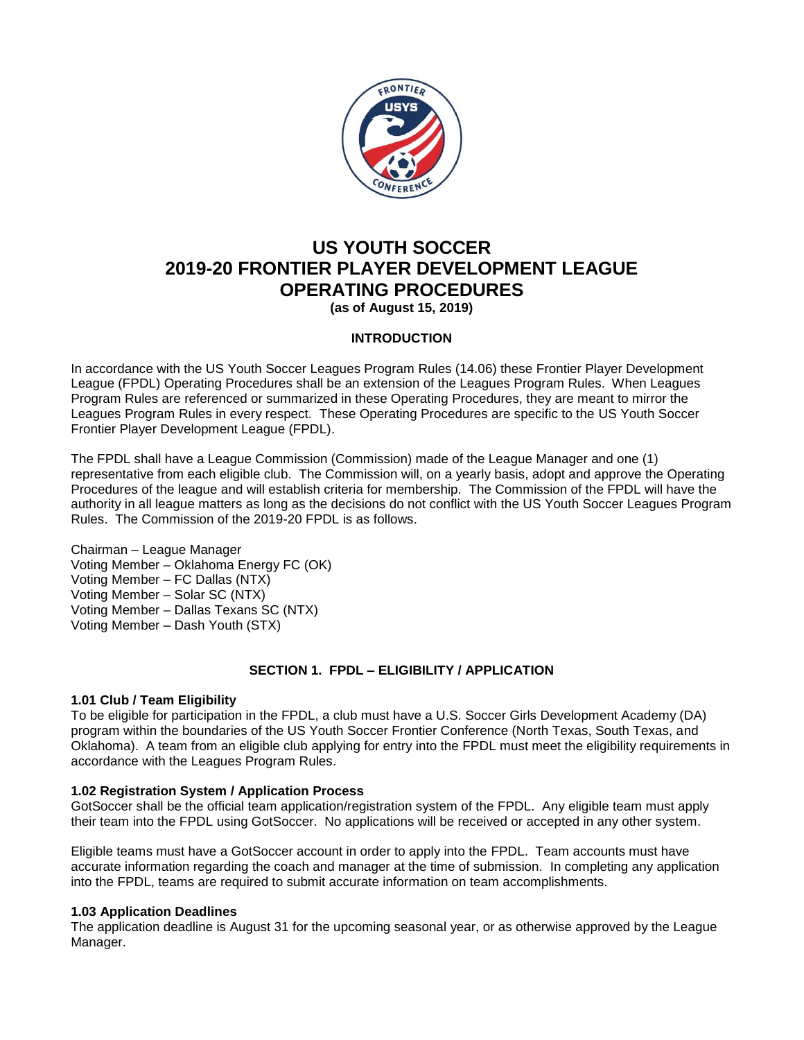# US YOUTH SOCCER
# 2019-20 FRONTIER PLAYER DEVELOPMENT LEAGUE
# OPERATING PROCEDURES

**(as of August 15, 2019)**

## INTRODUCTION

In accordance with the US Youth Soccer Leagues Program Rules (14.06) these Frontier Player Development League (FPDL) Operating Procedures shall be an extension of the Leagues Program Rules. When Leagues Program Rules are referenced or summarized in these Operating Procedures, they are meant to mirror the Leagues Program Rules in every respect. These Operating Procedures are specific to the US Youth Soccer Frontier Player Development League (FPDL).

The FPDL shall have a League Commission (Commission) made of the League Manager and one (1) representative from each eligible club. The Commission will, on a yearly basis, adopt and approve the Operating Procedures of the league and will establish criteria for membership. The Commission of the FPDL will have the authority in all league matters as long as the decisions do not conflict with the US Youth Soccer Leagues Program Rules. The Commission of the 2019-20 FPDL is as follows.

Chairman – League Manager
Voting Member – Oklahoma Energy FC (OK)
Voting Member – FC Dallas (NTX)
Voting Member – Solar SC (NTX)
Voting Member – Dallas Texans SC (NTX)
Voting Member – Dash Youth (STX)

## SECTION 1. FPDL – ELIGIBILITY / APPLICATION

### 1.01 Club / Team Eligibility

To be eligible for participation in the FPDL, a club must have a U.S. Soccer Girls Development Academy (DA) program within the boundaries of the US Youth Soccer Frontier Conference (North Texas, South Texas, and Oklahoma). A team from an eligible club applying for entry into the FPDL must meet the eligibility requirements in accordance with the Leagues Program Rules.

### 1.02 Registration System / Application Process

GotSoccer shall be the official team application/registration system of the FPDL. Any eligible team must apply their team into the FPDL using GotSoccer. No applications will be received or accepted in any other system.

Eligible teams must have a GotSoccer account in order to apply into the FPDL. Team accounts must have accurate information regarding the coach and manager at the time of submission. In completing any application into the FPDL, teams are required to submit accurate information on team accomplishments.

### 1.03 Application Deadlines

The application deadline is August 31 for the upcoming seasonal year, or as otherwise approved by the League Manager.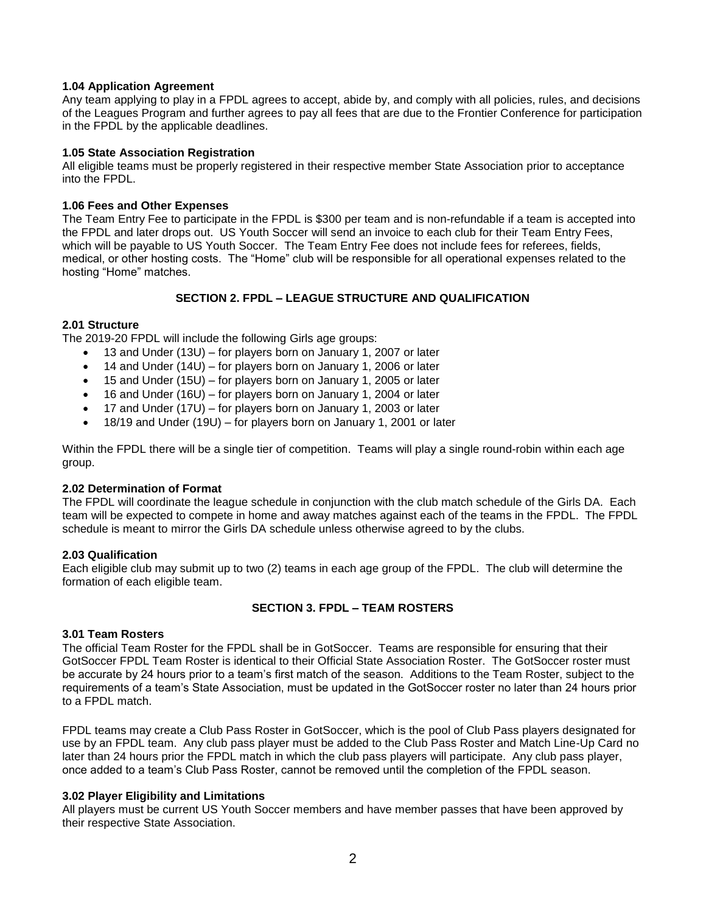**1.04 Application Agreement**

Any team applying to play in a FPDL agrees to accept, abide by, and comply with all policies, rules, and decisions of the Leagues Program and further agrees to pay all fees that are due to the Frontier Conference for participation in the FPDL by the applicable deadlines.

**1.05 State Association Registration**

All eligible teams must be properly registered in their respective member State Association prior to acceptance into the FPDL.

**1.06 Fees and Other Expenses**

The Team Entry Fee to participate in the FPDL is $300 per team and is non-refundable if a team is accepted into the FPDL and later drops out. US Youth Soccer will send an invoice to each club for their Team Entry Fees, which will be payable to US Youth Soccer. The Team Entry Fee does not include fees for referees, fields, medical, or other hosting costs. The "Home" club will be responsible for all operational expenses related to the hosting "Home" matches.

## SECTION 2. FPDL – LEAGUE STRUCTURE AND QUALIFICATION

**2.01 Structure**

The 2019-20 FPDL will include the following Girls age groups:

- 13 and Under (13U) – for players born on January 1, 2007 or later
- 14 and Under (14U) – for players born on January 1, 2006 or later
- 15 and Under (15U) – for players born on January 1, 2005 or later
- 16 and Under (16U) – for players born on January 1, 2004 or later
- 17 and Under (17U) – for players born on January 1, 2003 or later
- 18/19 and Under (19U) – for players born on January 1, 2001 or later

Within the FPDL there will be a single tier of competition. Teams will play a single round-robin within each age group.

**2.02 Determination of Format**

The FPDL will coordinate the league schedule in conjunction with the club match schedule of the Girls DA. Each team will be expected to compete in home and away matches against each of the teams in the FPDL. The FPDL schedule is meant to mirror the Girls DA schedule unless otherwise agreed to by the clubs.

**2.03 Qualification**

Each eligible club may submit up to two (2) teams in each age group of the FPDL. The club will determine the formation of each eligible team.

## SECTION 3. FPDL – TEAM ROSTERS

**3.01 Team Rosters**

The official Team Roster for the FPDL shall be in GotSoccer. Teams are responsible for ensuring that their GotSoccer FPDL Team Roster is identical to their Official State Association Roster. The GotSoccer roster must be accurate by 24 hours prior to a team's first match of the season. Additions to the Team Roster, subject to the requirements of a team's State Association, must be updated in the GotSoccer roster no later than 24 hours prior to a FPDL match.

FPDL teams may create a Club Pass Roster in GotSoccer, which is the pool of Club Pass players designated for use by an FPDL team. Any club pass player must be added to the Club Pass Roster and Match Line-Up Card no later than 24 hours prior the FPDL match in which the club pass players will participate. Any club pass player, once added to a team's Club Pass Roster, cannot be removed until the completion of the FPDL season.

**3.02 Player Eligibility and Limitations**

All players must be current US Youth Soccer members and have member passes that have been approved by their respective State Association.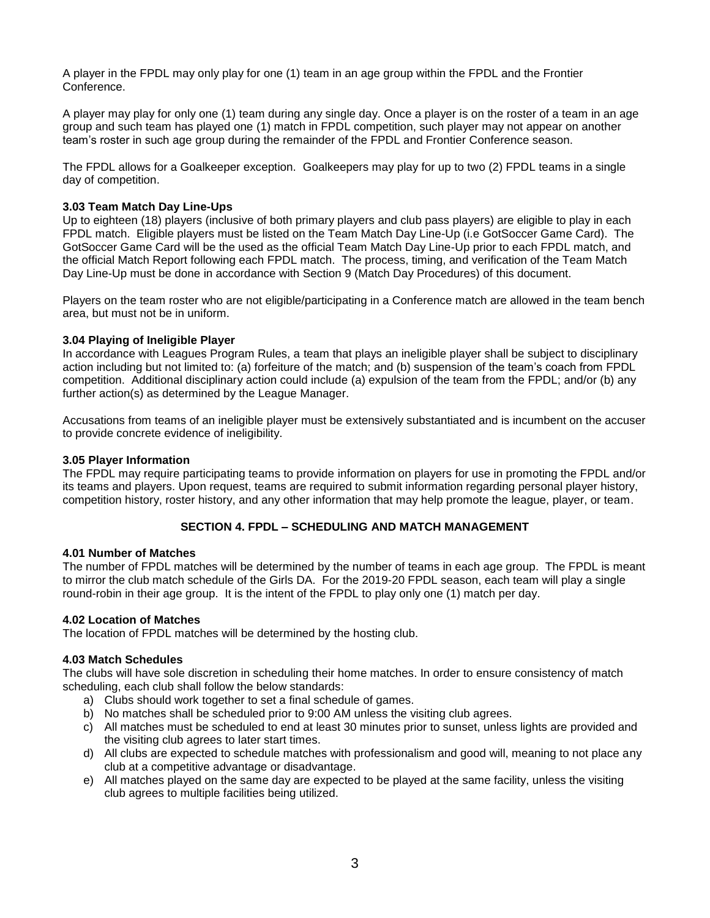A player in the FPDL may only play for one (1) team in an age group within the FPDL and the Frontier Conference.

A player may play for only one (1) team during any single day. Once a player is on the roster of a team in an age group and such team has played one (1) match in FPDL competition, such player may not appear on another team's roster in such age group during the remainder of the FPDL and Frontier Conference season.

The FPDL allows for a Goalkeeper exception. Goalkeepers may play for up to two (2) FPDL teams in a single day of competition.

### 3.03 Team Match Day Line-Ups

Up to eighteen (18) players (inclusive of both primary players and club pass players) are eligible to play in each FPDL match. Eligible players must be listed on the Team Match Day Line-Up (i.e GotSoccer Game Card). The GotSoccer Game Card will be the used as the official Team Match Day Line-Up prior to each FPDL match, and the official Match Report following each FPDL match. The process, timing, and verification of the Team Match Day Line-Up must be done in accordance with Section 9 (Match Day Procedures) of this document.

Players on the team roster who are not eligible/participating in a Conference match are allowed in the team bench area, but must not be in uniform.

### 3.04 Playing of Ineligible Player

In accordance with Leagues Program Rules, a team that plays an ineligible player shall be subject to disciplinary action including but not limited to: (a) forfeiture of the match; and (b) suspension of the team's coach from FPDL competition. Additional disciplinary action could include (a) expulsion of the team from the FPDL; and/or (b) any further action(s) as determined by the League Manager.

Accusations from teams of an ineligible player must be extensively substantiated and is incumbent on the accuser to provide concrete evidence of ineligibility.

### 3.05 Player Information

The FPDL may require participating teams to provide information on players for use in promoting the FPDL and/or its teams and players. Upon request, teams are required to submit information regarding personal player history, competition history, roster history, and any other information that may help promote the league, player, or team.

## SECTION 4. FPDL – SCHEDULING AND MATCH MANAGEMENT

### 4.01 Number of Matches

The number of FPDL matches will be determined by the number of teams in each age group. The FPDL is meant to mirror the club match schedule of the Girls DA. For the 2019-20 FPDL season, each team will play a single round-robin in their age group. It is the intent of the FPDL to play only one (1) match per day.

### 4.02 Location of Matches

The location of FPDL matches will be determined by the hosting club.

### 4.03 Match Schedules

The clubs will have sole discretion in scheduling their home matches. In order to ensure consistency of match scheduling, each club shall follow the below standards:

a) Clubs should work together to set a final schedule of games.
b) No matches shall be scheduled prior to 9:00 AM unless the visiting club agrees.
c) All matches must be scheduled to end at least 30 minutes prior to sunset, unless lights are provided and the visiting club agrees to later start times.
d) All clubs are expected to schedule matches with professionalism and good will, meaning to not place any club at a competitive advantage or disadvantage.
e) All matches played on the same day are expected to be played at the same facility, unless the visiting club agrees to multiple facilities being utilized.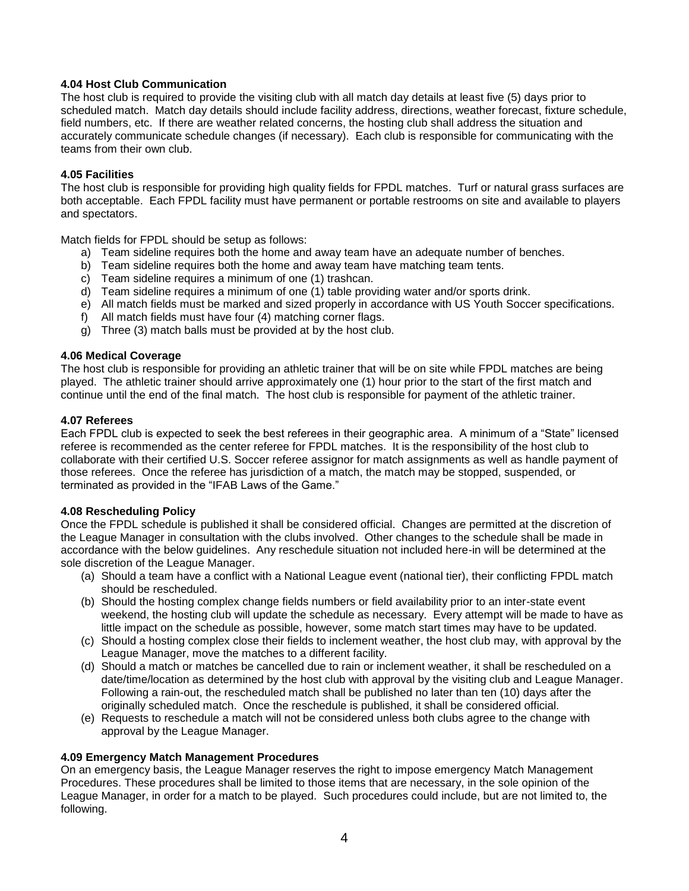### 4.04 Host Club Communication

The host club is required to provide the visiting club with all match day details at least five (5) days prior to scheduled match. Match day details should include facility address, directions, weather forecast, fixture schedule, field numbers, etc. If there are weather related concerns, the hosting club shall address the situation and accurately communicate schedule changes (if necessary). Each club is responsible for communicating with the teams from their own club.

### 4.05 Facilities

The host club is responsible for providing high quality fields for FPDL matches. Turf or natural grass surfaces are both acceptable. Each FPDL facility must have permanent or portable restrooms on site and available to players and spectators.

Match fields for FPDL should be setup as follows:

a) Team sideline requires both the home and away team have an adequate number of benches.
b) Team sideline requires both the home and away team have matching team tents.
c) Team sideline requires a minimum of one (1) trashcan.
d) Team sideline requires a minimum of one (1) table providing water and/or sports drink.
e) All match fields must be marked and sized properly in accordance with US Youth Soccer specifications.
f) All match fields must have four (4) matching corner flags.
g) Three (3) match balls must be provided at by the host club.

### 4.06 Medical Coverage

The host club is responsible for providing an athletic trainer that will be on site while FPDL matches are being played. The athletic trainer should arrive approximately one (1) hour prior to the start of the first match and continue until the end of the final match. The host club is responsible for payment of the athletic trainer.

### 4.07 Referees

Each FPDL club is expected to seek the best referees in their geographic area. A minimum of a "State" licensed referee is recommended as the center referee for FPDL matches. It is the responsibility of the host club to collaborate with their certified U.S. Soccer referee assignor for match assignments as well as handle payment of those referees. Once the referee has jurisdiction of a match, the match may be stopped, suspended, or terminated as provided in the "IFAB Laws of the Game."

### 4.08 Rescheduling Policy

Once the FPDL schedule is published it shall be considered official. Changes are permitted at the discretion of the League Manager in consultation with the clubs involved. Other changes to the schedule shall be made in accordance with the below guidelines. Any reschedule situation not included here-in will be determined at the sole discretion of the League Manager.

(a) Should a team have a conflict with a National League event (national tier), their conflicting FPDL match should be rescheduled.
(b) Should the hosting complex change fields numbers or field availability prior to an inter-state event weekend, the hosting club will update the schedule as necessary. Every attempt will be made to have as little impact on the schedule as possible, however, some match start times may have to be updated.
(c) Should a hosting complex close their fields to inclement weather, the host club may, with approval by the League Manager, move the matches to a different facility.
(d) Should a match or matches be cancelled due to rain or inclement weather, it shall be rescheduled on a date/time/location as determined by the host club with approval by the visiting club and League Manager. Following a rain-out, the rescheduled match shall be published no later than ten (10) days after the originally scheduled match. Once the reschedule is published, it shall be considered official.
(e) Requests to reschedule a match will not be considered unless both clubs agree to the change with approval by the League Manager.

### 4.09 Emergency Match Management Procedures

On an emergency basis, the League Manager reserves the right to impose emergency Match Management Procedures. These procedures shall be limited to those items that are necessary, in the sole opinion of the League Manager, in order for a match to be played. Such procedures could include, but are not limited to, the following.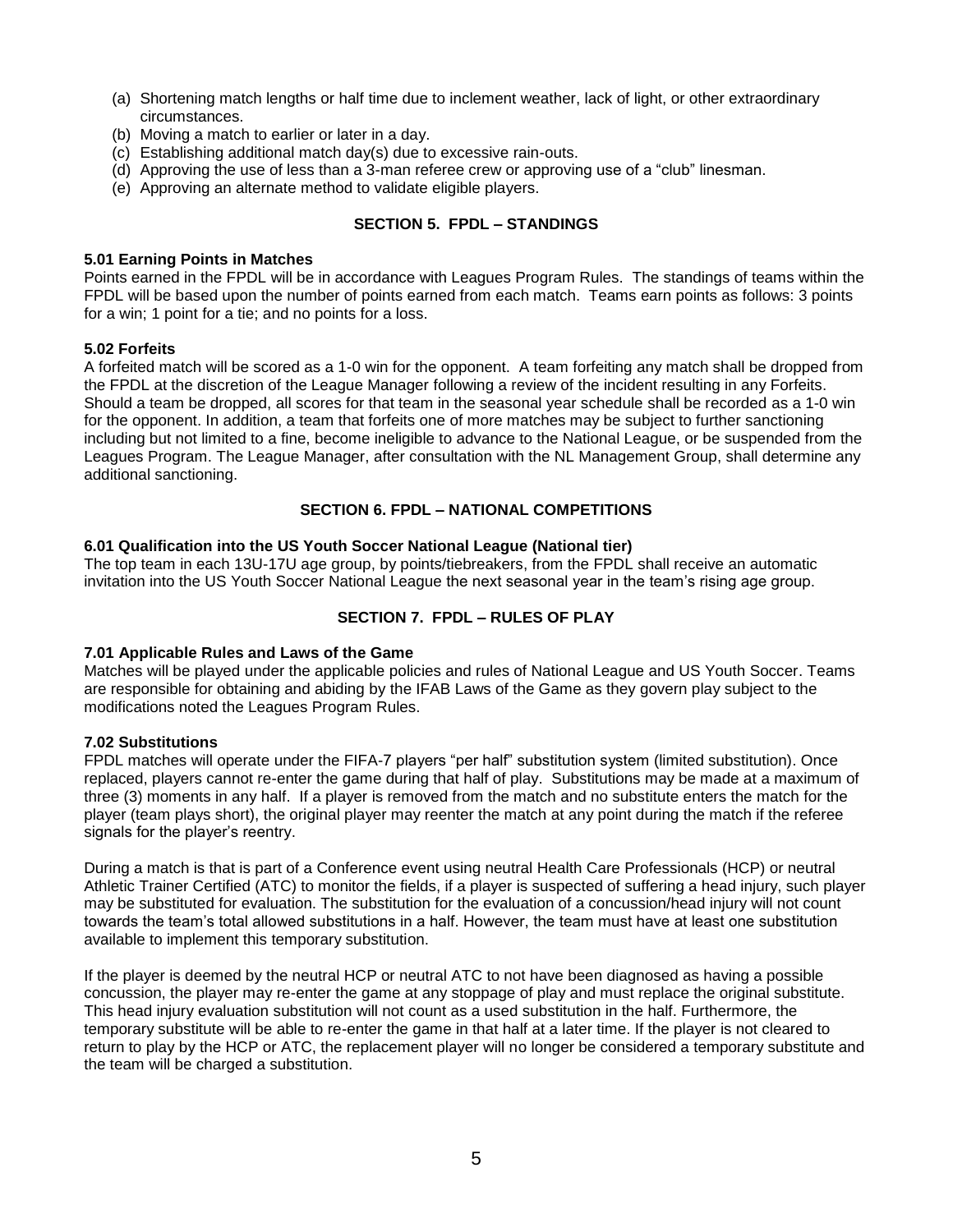(a) Shortening match lengths or half time due to inclement weather, lack of light, or other extraordinary circumstances.
(b) Moving a match to earlier or later in a day.
(c) Establishing additional match day(s) due to excessive rain-outs.
(d) Approving the use of less than a 3-man referee crew or approving use of a "club" linesman.
(e) Approving an alternate method to validate eligible players.

## SECTION 5. FPDL – STANDINGS

### 5.01 Earning Points in Matches

Points earned in the FPDL will be in accordance with Leagues Program Rules. The standings of teams within the FPDL will be based upon the number of points earned from each match. Teams earn points as follows: 3 points for a win; 1 point for a tie; and no points for a loss.

### 5.02 Forfeits

A forfeited match will be scored as a 1-0 win for the opponent. A team forfeiting any match shall be dropped from the FPDL at the discretion of the League Manager following a review of the incident resulting in any Forfeits. Should a team be dropped, all scores for that team in the seasonal year schedule shall be recorded as a 1-0 win for the opponent. In addition, a team that forfeits one of more matches may be subject to further sanctioning including but not limited to a fine, become ineligible to advance to the National League, or be suspended from the Leagues Program. The League Manager, after consultation with the NL Management Group, shall determine any additional sanctioning.

## SECTION 6. FPDL – NATIONAL COMPETITIONS

### 6.01 Qualification into the US Youth Soccer National League (National tier)

The top team in each 13U-17U age group, by points/tiebreakers, from the FPDL shall receive an automatic invitation into the US Youth Soccer National League the next seasonal year in the team's rising age group.

## SECTION 7. FPDL – RULES OF PLAY

### 7.01 Applicable Rules and Laws of the Game

Matches will be played under the applicable policies and rules of National League and US Youth Soccer. Teams are responsible for obtaining and abiding by the IFAB Laws of the Game as they govern play subject to the modifications noted the Leagues Program Rules.

### 7.02 Substitutions

FPDL matches will operate under the FIFA-7 players "per half" substitution system (limited substitution). Once replaced, players cannot re-enter the game during that half of play. Substitutions may be made at a maximum of three (3) moments in any half. If a player is removed from the match and no substitute enters the match for the player (team plays short), the original player may reenter the match at any point during the match if the referee signals for the player's reentry.

During a match is that is part of a Conference event using neutral Health Care Professionals (HCP) or neutral Athletic Trainer Certified (ATC) to monitor the fields, if a player is suspected of suffering a head injury, such player may be substituted for evaluation. The substitution for the evaluation of a concussion/head injury will not count towards the team's total allowed substitutions in a half. However, the team must have at least one substitution available to implement this temporary substitution.

If the player is deemed by the neutral HCP or neutral ATC to not have been diagnosed as having a possible concussion, the player may re-enter the game at any stoppage of play and must replace the original substitute. This head injury evaluation substitution will not count as a used substitution in the half. Furthermore, the temporary substitute will be able to re-enter the game in that half at a later time. If the player is not cleared to return to play by the HCP or ATC, the replacement player will no longer be considered a temporary substitute and the team will be charged a substitution.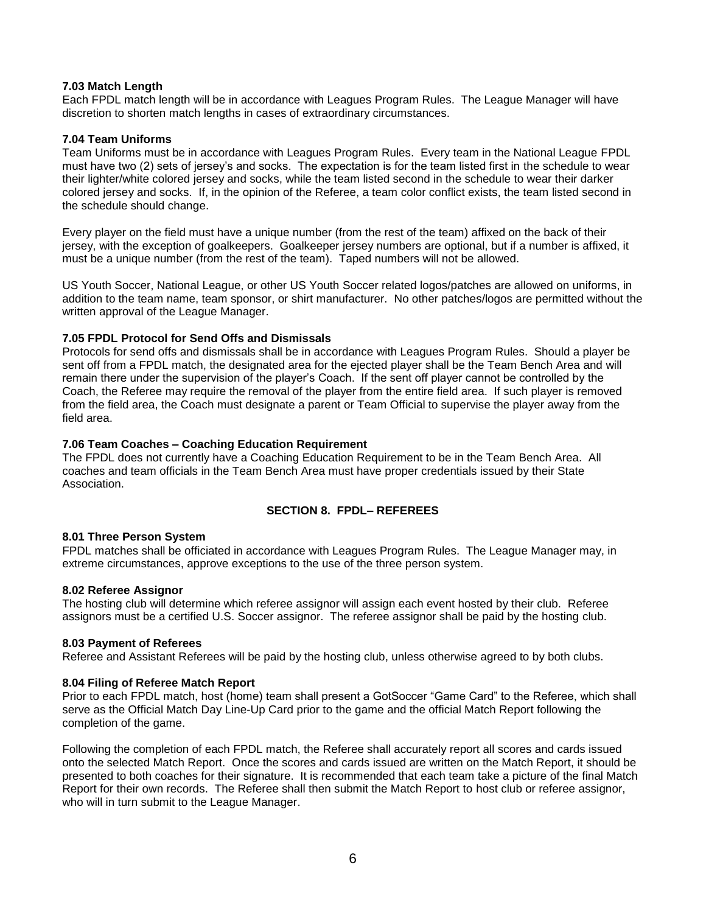**7.03 Match Length**

Each FPDL match length will be in accordance with Leagues Program Rules. The League Manager will have discretion to shorten match lengths in cases of extraordinary circumstances.

**7.04 Team Uniforms**

Team Uniforms must be in accordance with Leagues Program Rules. Every team in the National League FPDL must have two (2) sets of jersey's and socks. The expectation is for the team listed first in the schedule to wear their lighter/white colored jersey and socks, while the team listed second in the schedule to wear their darker colored jersey and socks. If, in the opinion of the Referee, a team color conflict exists, the team listed second in the schedule should change.

Every player on the field must have a unique number (from the rest of the team) affixed on the back of their jersey, with the exception of goalkeepers. Goalkeeper jersey numbers are optional, but if a number is affixed, it must be a unique number (from the rest of the team). Taped numbers will not be allowed.

US Youth Soccer, National League, or other US Youth Soccer related logos/patches are allowed on uniforms, in addition to the team name, team sponsor, or shirt manufacturer. No other patches/logos are permitted without the written approval of the League Manager.

**7.05 FPDL Protocol for Send Offs and Dismissals**

Protocols for send offs and dismissals shall be in accordance with Leagues Program Rules. Should a player be sent off from a FPDL match, the designated area for the ejected player shall be the Team Bench Area and will remain there under the supervision of the player's Coach. If the sent off player cannot be controlled by the Coach, the Referee may require the removal of the player from the entire field area. If such player is removed from the field area, the Coach must designate a parent or Team Official to supervise the player away from the field area.

**7.06 Team Coaches – Coaching Education Requirement**

The FPDL does not currently have a Coaching Education Requirement to be in the Team Bench Area. All coaches and team officials in the Team Bench Area must have proper credentials issued by their State Association.

## SECTION 8. FPDL– REFEREES

**8.01 Three Person System**

FPDL matches shall be officiated in accordance with Leagues Program Rules. The League Manager may, in extreme circumstances, approve exceptions to the use of the three person system.

**8.02 Referee Assignor**

The hosting club will determine which referee assignor will assign each event hosted by their club. Referee assignors must be a certified U.S. Soccer assignor. The referee assignor shall be paid by the hosting club.

**8.03 Payment of Referees**

Referee and Assistant Referees will be paid by the hosting club, unless otherwise agreed to by both clubs.

**8.04 Filing of Referee Match Report**

Prior to each FPDL match, host (home) team shall present a GotSoccer "Game Card" to the Referee, which shall serve as the Official Match Day Line-Up Card prior to the game and the official Match Report following the completion of the game.

Following the completion of each FPDL match, the Referee shall accurately report all scores and cards issued onto the selected Match Report. Once the scores and cards issued are written on the Match Report, it should be presented to both coaches for their signature. It is recommended that each team take a picture of the final Match Report for their own records. The Referee shall then submit the Match Report to host club or referee assignor, who will in turn submit to the League Manager.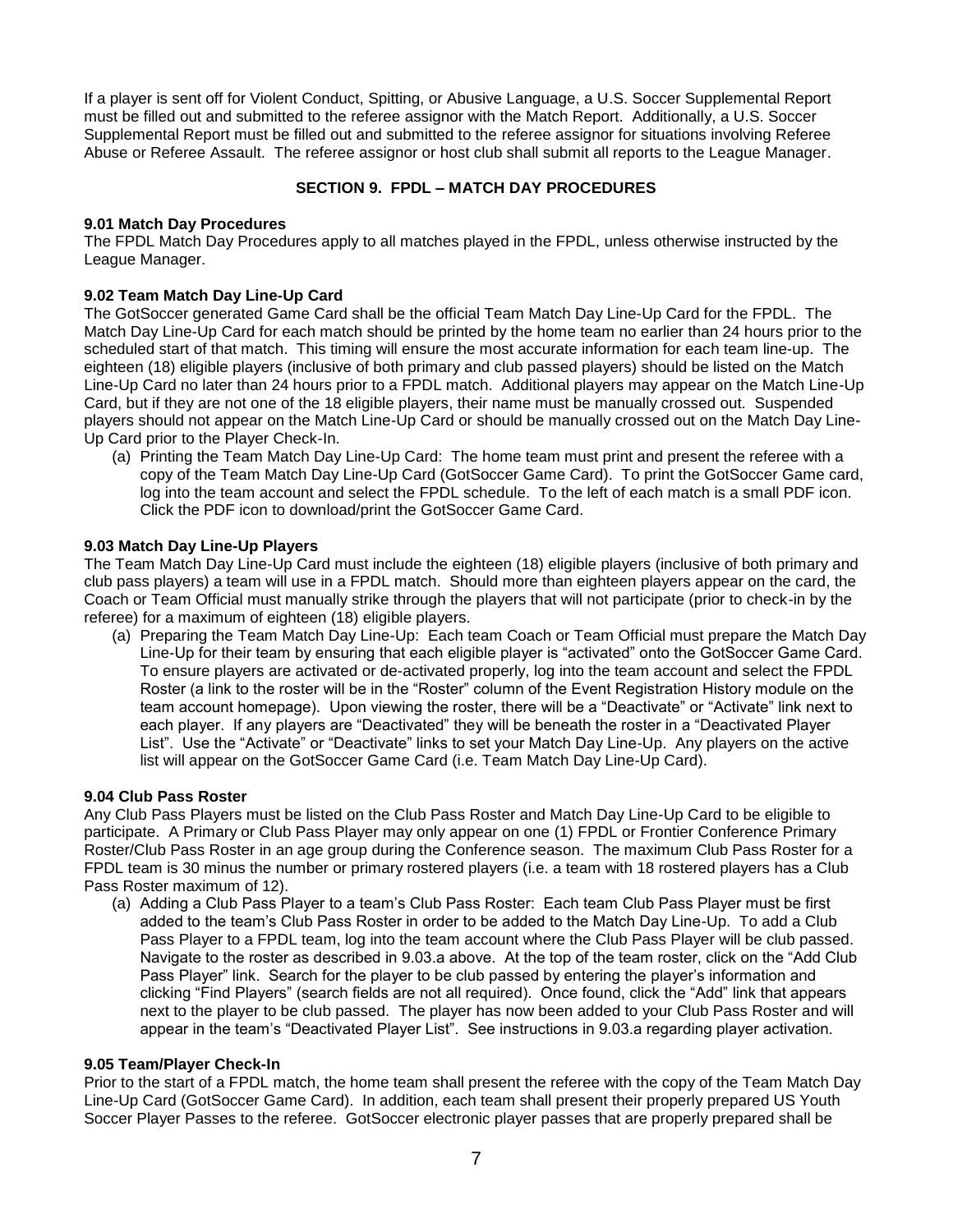If a player is sent off for Violent Conduct, Spitting, or Abusive Language, a U.S. Soccer Supplemental Report must be filled out and submitted to the referee assignor with the Match Report. Additionally, a U.S. Soccer Supplemental Report must be filled out and submitted to the referee assignor for situations involving Referee Abuse or Referee Assault. The referee assignor or host club shall submit all reports to the League Manager.

## SECTION 9. FPDL – MATCH DAY PROCEDURES

### 9.01 Match Day Procedures

The FPDL Match Day Procedures apply to all matches played in the FPDL, unless otherwise instructed by the League Manager.

### 9.02 Team Match Day Line-Up Card

The GotSoccer generated Game Card shall be the official Team Match Day Line-Up Card for the FPDL. The Match Day Line-Up Card for each match should be printed by the home team no earlier than 24 hours prior to the scheduled start of that match. This timing will ensure the most accurate information for each team line-up. The eighteen (18) eligible players (inclusive of both primary and club passed players) should be listed on the Match Line-Up Card no later than 24 hours prior to a FPDL match. Additional players may appear on the Match Line-Up Card, but if they are not one of the 18 eligible players, their name must be manually crossed out. Suspended players should not appear on the Match Line-Up Card or should be manually crossed out on the Match Day Line-Up Card prior to the Player Check-In.

(a) Printing the Team Match Day Line-Up Card: The home team must print and present the referee with a copy of the Team Match Day Line-Up Card (GotSoccer Game Card). To print the GotSoccer Game card, log into the team account and select the FPDL schedule. To the left of each match is a small PDF icon. Click the PDF icon to download/print the GotSoccer Game Card.

### 9.03 Match Day Line-Up Players

The Team Match Day Line-Up Card must include the eighteen (18) eligible players (inclusive of both primary and club pass players) a team will use in a FPDL match. Should more than eighteen players appear on the card, the Coach or Team Official must manually strike through the players that will not participate (prior to check-in by the referee) for a maximum of eighteen (18) eligible players.

(a) Preparing the Team Match Day Line-Up: Each team Coach or Team Official must prepare the Match Day Line-Up for their team by ensuring that each eligible player is "activated" onto the GotSoccer Game Card. To ensure players are activated or de-activated properly, log into the team account and select the FPDL Roster (a link to the roster will be in the "Roster" column of the Event Registration History module on the team account homepage). Upon viewing the roster, there will be a "Deactivate" or "Activate" link next to each player. If any players are "Deactivated" they will be beneath the roster in a "Deactivated Player List". Use the "Activate" or "Deactivate" links to set your Match Day Line-Up. Any players on the active list will appear on the GotSoccer Game Card (i.e. Team Match Day Line-Up Card).

### 9.04 Club Pass Roster

Any Club Pass Players must be listed on the Club Pass Roster and Match Day Line-Up Card to be eligible to participate. A Primary or Club Pass Player may only appear on one (1) FPDL or Frontier Conference Primary Roster/Club Pass Roster in an age group during the Conference season. The maximum Club Pass Roster for a FPDL team is 30 minus the number or primary rostered players (i.e. a team with 18 rostered players has a Club Pass Roster maximum of 12).

(a) Adding a Club Pass Player to a team's Club Pass Roster: Each team Club Pass Player must be first added to the team's Club Pass Roster in order to be added to the Match Day Line-Up. To add a Club Pass Player to a FPDL team, log into the team account where the Club Pass Player will be club passed. Navigate to the roster as described in 9.03.a above. At the top of the team roster, click on the "Add Club Pass Player" link. Search for the player to be club passed by entering the player's information and clicking "Find Players" (search fields are not all required). Once found, click the "Add" link that appears next to the player to be club passed. The player has now been added to your Club Pass Roster and will appear in the team's "Deactivated Player List". See instructions in 9.03.a regarding player activation.

### 9.05 Team/Player Check-In

Prior to the start of a FPDL match, the home team shall present the referee with the copy of the Team Match Day Line-Up Card (GotSoccer Game Card). In addition, each team shall present their properly prepared US Youth Soccer Player Passes to the referee. GotSoccer electronic player passes that are properly prepared shall be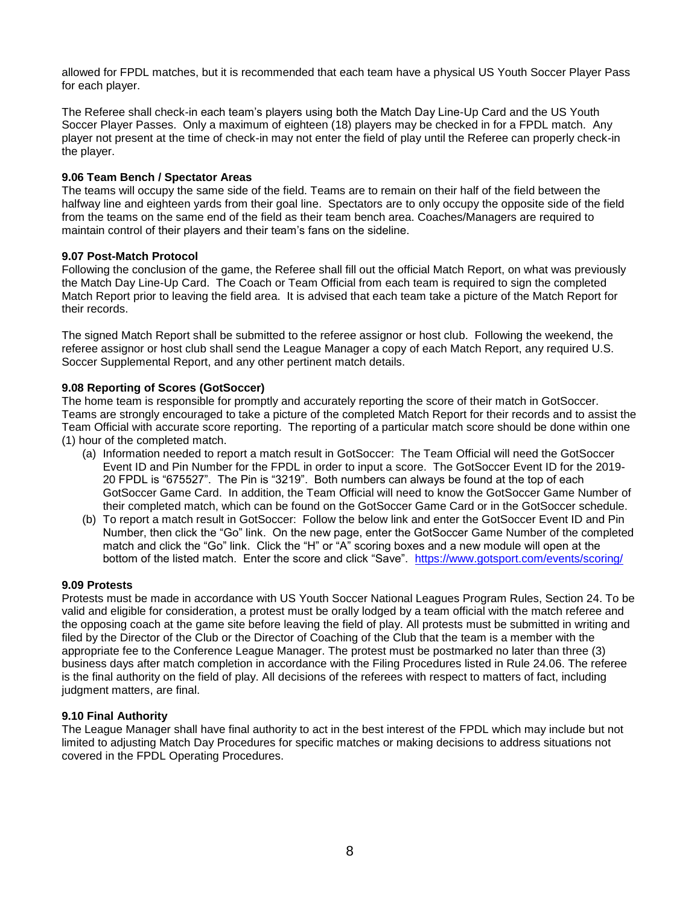allowed for FPDL matches, but it is recommended that each team have a physical US Youth Soccer Player Pass for each player.

The Referee shall check-in each team's players using both the Match Day Line-Up Card and the US Youth Soccer Player Passes. Only a maximum of eighteen (18) players may be checked in for a FPDL match. Any player not present at the time of check-in may not enter the field of play until the Referee can properly check-in the player.

**9.06 Team Bench / Spectator Areas**

The teams will occupy the same side of the field. Teams are to remain on their half of the field between the halfway line and eighteen yards from their goal line. Spectators are to only occupy the opposite side of the field from the teams on the same end of the field as their team bench area. Coaches/Managers are required to maintain control of their players and their team's fans on the sideline.

**9.07 Post-Match Protocol**

Following the conclusion of the game, the Referee shall fill out the official Match Report, on what was previously the Match Day Line-Up Card. The Coach or Team Official from each team is required to sign the completed Match Report prior to leaving the field area. It is advised that each team take a picture of the Match Report for their records.

The signed Match Report shall be submitted to the referee assignor or host club. Following the weekend, the referee assignor or host club shall send the League Manager a copy of each Match Report, any required U.S. Soccer Supplemental Report, and any other pertinent match details.

**9.08 Reporting of Scores (GotSoccer)**

The home team is responsible for promptly and accurately reporting the score of their match in GotSoccer. Teams are strongly encouraged to take a picture of the completed Match Report for their records and to assist the Team Official with accurate score reporting. The reporting of a particular match score should be done within one (1) hour of the completed match.

(a) Information needed to report a match result in GotSoccer: The Team Official will need the GotSoccer Event ID and Pin Number for the FPDL in order to input a score. The GotSoccer Event ID for the 2019-20 FPDL is "675527". The Pin is "3219". Both numbers can always be found at the top of each GotSoccer Game Card. In addition, the Team Official will need to know the GotSoccer Game Number of their completed match, which can be found on the GotSoccer Game Card or in the GotSoccer schedule.

(b) To report a match result in GotSoccer: Follow the below link and enter the GotSoccer Event ID and Pin Number, then click the "Go" link. On the new page, enter the GotSoccer Game Number of the completed match and click the "Go" link. Click the "H" or "A" scoring boxes and a new module will open at the bottom of the listed match. Enter the score and click "Save". https://www.gotsport.com/events/scoring/

**9.09 Protests**

Protests must be made in accordance with US Youth Soccer National Leagues Program Rules, Section 24. To be valid and eligible for consideration, a protest must be orally lodged by a team official with the match referee and the opposing coach at the game site before leaving the field of play. All protests must be submitted in writing and filed by the Director of the Club or the Director of Coaching of the Club that the team is a member with the appropriate fee to the Conference League Manager. The protest must be postmarked no later than three (3) business days after match completion in accordance with the Filing Procedures listed in Rule 24.06. The referee is the final authority on the field of play. All decisions of the referees with respect to matters of fact, including judgment matters, are final.

**9.10 Final Authority**

The League Manager shall have final authority to act in the best interest of the FPDL which may include but not limited to adjusting Match Day Procedures for specific matches or making decisions to address situations not covered in the FPDL Operating Procedures.